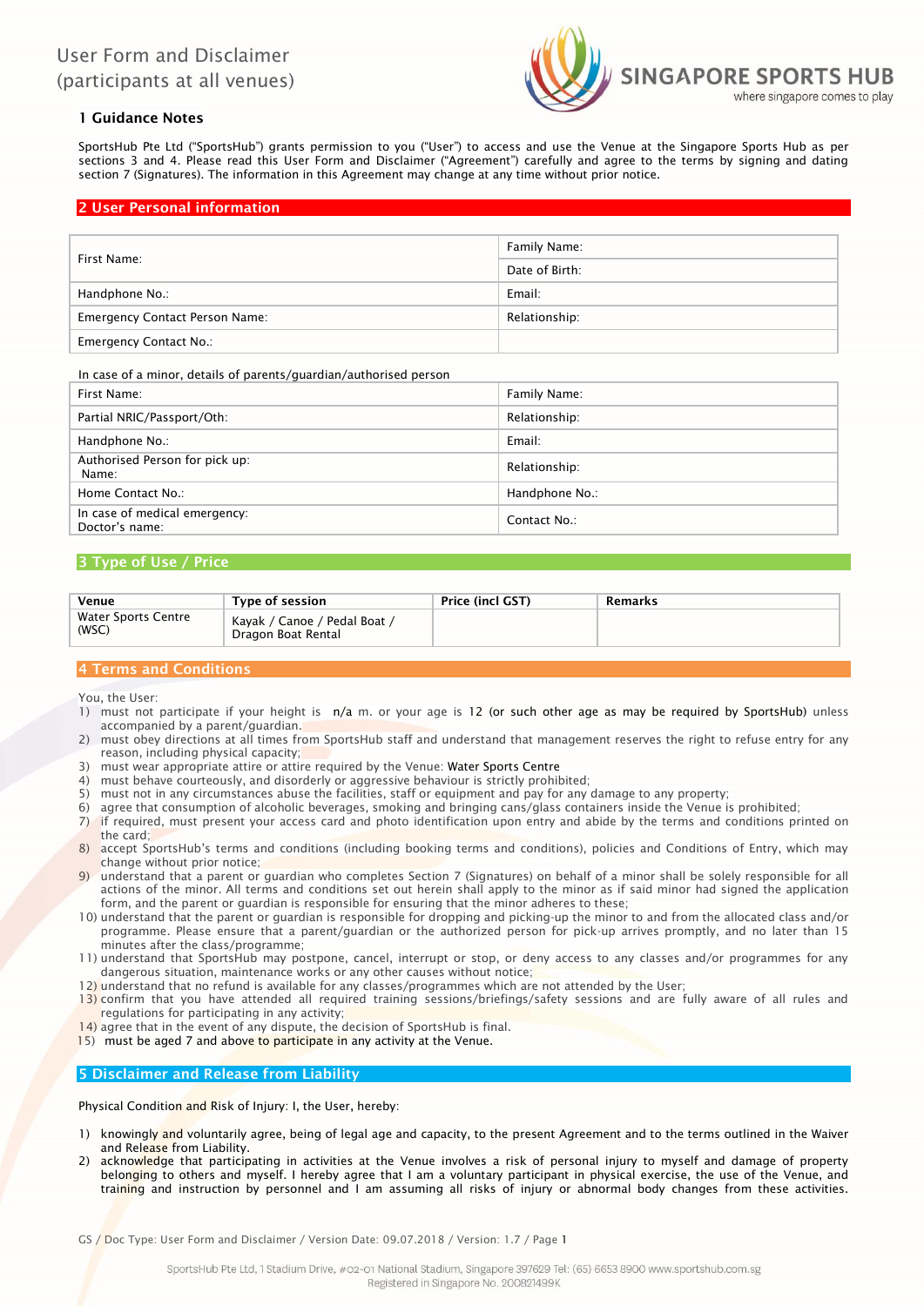# User Form and Disclaimer (participants at all venues)

SINGAPORE SPORTS HUB
where singapore comes to play

## 1 Guidance Notes

SportsHub Pte Ltd ("SportsHub") grants permission to you ("User") to access and use the Venue at the Singapore Sports Hub as per sections 3 and 4. Please read this User Form and Disclaimer ("Agreement") carefully and agree to the terms by signing and dating section 7 (Signatures). The information in this Agreement may change at any time without prior notice.

## 2 User Personal information

| First Name: | Family Name: |
|---|---|
| | Date of Birth: |
| Handphone No.: | Email: |
| Emergency Contact Person Name: | Relationship: |
| Emergency Contact No.: | |

In case of a minor, details of parents/guardian/authorised person

| First Name: | Family Name: |
|---|---|
| Partial NRIC/Passport/Oth: | Relationship: |
| Handphone No.: | Email: |
| Authorised Person for pick up: Name: | Relationship: |
| Home Contact No.: | Handphone No.: |
| In case of medical emergency: Doctor's name: | Contact No.: |

## 3 Type of Use / Price

| Venue | Type of session | Price (incl GST) | Remarks |
|---|---|---|---|
| Water Sports Centre (WSC) | Kayak / Canoe / Pedal Boat / Dragon Boat Rental | | |

## 4 Terms and Conditions

You, the User:

1) must not participate if your height is n/a m. or your age is 12 (or such other age as may be required by SportsHub) unless accompanied by a parent/guardian.
2) must obey directions at all times from SportsHub staff and understand that management reserves the right to refuse entry for any reason, including physical capacity;
3) must wear appropriate attire or attire required by the Venue: Water Sports Centre
4) must behave courteously, and disorderly or aggressive behaviour is strictly prohibited;
5) must not in any circumstances abuse the facilities, staff or equipment and pay for any damage to any property;
6) agree that consumption of alcoholic beverages, smoking and bringing cans/glass containers inside the Venue is prohibited;
7) if required, must present your access card and photo identification upon entry and abide by the terms and conditions printed on the card;
8) accept SportsHub's terms and conditions (including booking terms and conditions), policies and Conditions of Entry, which may change without prior notice;
9) understand that a parent or guardian who completes Section 7 (Signatures) on behalf of a minor shall be solely responsible for all actions of the minor. All terms and conditions set out herein shall apply to the minor as if said minor had signed the application form, and the parent or guardian is responsible for ensuring that the minor adheres to these;
10) understand that the parent or guardian is responsible for dropping and picking-up the minor to and from the allocated class and/or programme. Please ensure that a parent/guardian or the authorized person for pick-up arrives promptly, and no later than 15 minutes after the class/programme;
11) understand that SportsHub may postpone, cancel, interrupt or stop, or deny access to any classes and/or programmes for any dangerous situation, maintenance works or any other causes without notice;
12) understand that no refund is available for any classes/programmes which are not attended by the User;
13) confirm that you have attended all required training sessions/briefings/safety sessions and are fully aware of all rules and regulations for participating in any activity;
14) agree that in the event of any dispute, the decision of SportsHub is final.
15) must be aged 7 and above to participate in any activity at the Venue.

## 5 Disclaimer and Release from Liability

Physical Condition and Risk of Injury: I, the User, hereby:

1) knowingly and voluntarily agree, being of legal age and capacity, to the present Agreement and to the terms outlined in the Waiver and Release from Liability.
2) acknowledge that participating in activities at the Venue involves a risk of personal injury to myself and damage of property belonging to others and myself. I hereby agree that I am a voluntary participant in physical exercise, the use of the Venue, and training and instruction by personnel and I am assuming all risks of injury or abnormal body changes from these activities.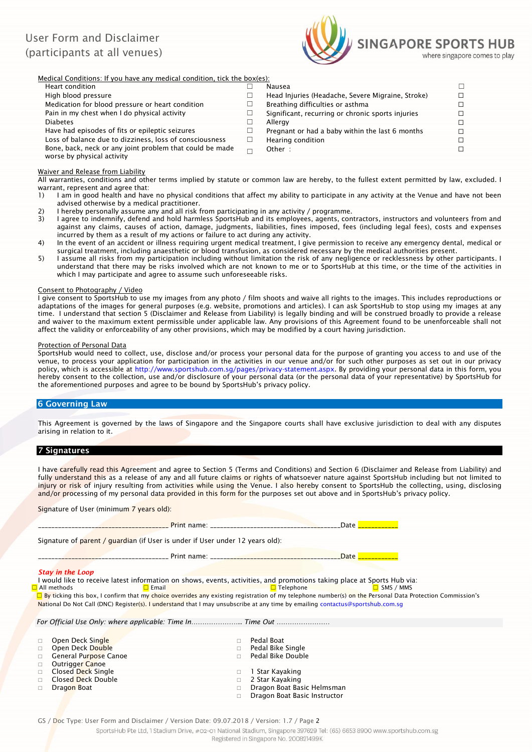# User Form and Disclaimer (participants at all venues)

SINGAPORE SPORTS HUB
where singapore comes to play

Medical Conditions: If you have any medical condition, tick the box(es):

| | | | |
|---|---|---|---|
| Heart condition | ☐ | Nausea | ☐ |
| High blood pressure | ☐ | Head Injuries (Headache, Severe Migraine, Stroke) | ☐ |
| Medication for blood pressure or heart condition | ☐ | Breathing difficulties or asthma | ☐ |
| Pain in my chest when I do physical activity | ☐ | Significant, recurring or chronic sports injuries | ☐ |
| Diabetes | ☐ | Allergy | ☐ |
| Have had episodes of fits or epileptic seizures | ☐ | Pregnant or had a baby within the last 6 months | ☐ |
| Loss of balance due to dizziness, loss of consciousness | ☐ | Hearing condition | ☐ |
| Bone, back, neck or any joint problem that could be made worse by physical activity | ☐ | Other : | ☐ |

Waiver and Release from Liability

All warranties, conditions and other terms implied by statute or common law are hereby, to the fullest extent permitted by law, excluded. I warrant, represent and agree that:

1) I am in good health and have no physical conditions that affect my ability to participate in any activity at the Venue and have not been advised otherwise by a medical practitioner.
2) I hereby personally assume any and all risk from participating in any activity / programme.
3) I agree to indemnify, defend and hold harmless SportsHub and its employees, agents, contractors, instructors and volunteers from and against any claims, causes of action, damage, judgments, liabilities, fines imposed, fees (including legal fees), costs and expenses incurred by them as a result of my actions or failure to act during any activity.
4) In the event of an accident or illness requiring urgent medical treatment, I give permission to receive any emergency dental, medical or surgical treatment, including anaesthetic or blood transfusion, as considered necessary by the medical authorities present.
5) I assume all risks from my participation including without limitation the risk of any negligence or recklessness by other participants. I understand that there may be risks involved which are not known to me or to SportsHub at this time, or the time of the activities in which I may participate and agree to assume such unforeseeable risks.

Consent to Photography / Video

I give consent to SportsHub to use my images from any photo / film shoots and waive all rights to the images. This includes reproductions or adaptations of the images for general purposes (e.g. website, promotions and articles). I can ask SportsHub to stop using my images at any time. I understand that section 5 (Disclaimer and Release from Liability) is legally binding and will be construed broadly to provide a release and waiver to the maximum extent permissible under applicable law. Any provisions of this Agreement found to be unenforceable shall not affect the validity or enforceability of any other provisions, which may be modified by a court having jurisdiction.

Protection of Personal Data

SportsHub would need to collect, use, disclose and/or process your personal data for the purpose of granting you access to and use of the venue, to process your application for participation in the activities in our venue and/or for such other purposes as set out in our privacy policy, which is accessible at http://www.sportshub.com.sg/pages/privacy-statement.aspx. By providing your personal data in this form, you hereby consent to the collection, use and/or disclosure of your personal data (or the personal data of your representative) by SportsHub for the aforementioned purposes and agree to be bound by SportsHub's privacy policy.

## 6 Governing Law

This Agreement is governed by the laws of Singapore and the Singapore courts shall have exclusive jurisdiction to deal with any disputes arising in relation to it.

## 7 Signatures

I have carefully read this Agreement and agree to Section 5 (Terms and Conditions) and Section 6 (Disclaimer and Release from Liability) and fully understand this as a release of any and all future claims or rights of whatsoever nature against SportsHub including but not limited to injury or risk of injury resulting from activities while using the Venue. I also hereby consent to SportsHub the collecting, using, disclosing and/or processing of my personal data provided in this form for the purposes set out above and in SportsHub's privacy policy.

Signature of User (minimum 7 years old):

_____________________________________ Print name: _____________________________________Date ___________

Signature of parent / guardian (if User is under if User under 12 years old):

_____________________________________ Print name: _____________________________________Date ___________

***Stay in the Loop***

I would like to receive latest information on shows, events, activities, and promotions taking place at Sports Hub via:

☐ All methods ☐ Email ☐ Telephone ☐ SMS / MMS

☐ By ticking this box, I confirm that my choice overrides any existing registration of my telephone number(s) on the Personal Data Protection Commission's National Do Not Call (DNC) Register(s). I understand that I may unsubscribe at any time by emailing contactus@sportshub.com.sg

*For Official Use Only: where applicable: Time In....................... Time Out ........................*

- ☐ Open Deck Single
- ☐ Open Deck Double
- ☐ General Purpose Canoe
- ☐ Outrigger Canoe
- ☐ Closed Deck Single
- ☐ Closed Deck Double
- ☐ Dragon Boat
- ☐ Pedal Boat
- ☐ Pedal Bike Single
- ☐ Pedal Bike Double
- ☐ 1 Star Kayaking
- ☐ 2 Star Kayaking
- ☐ Dragon Boat Basic Helmsman
- ☐ Dragon Boat Basic Instructor

GS / Doc Type: User Form and Disclaimer / Version Date: 09.07.2018 / Version: 1.7 / Page 2

SportsHub Pte Ltd, 1 Stadium Drive, #02-01 National Stadium, Singapore 397629 Tel: (65) 6653 8900 www.sportshub.com.sg
Registered in Singapore No. 200821499K